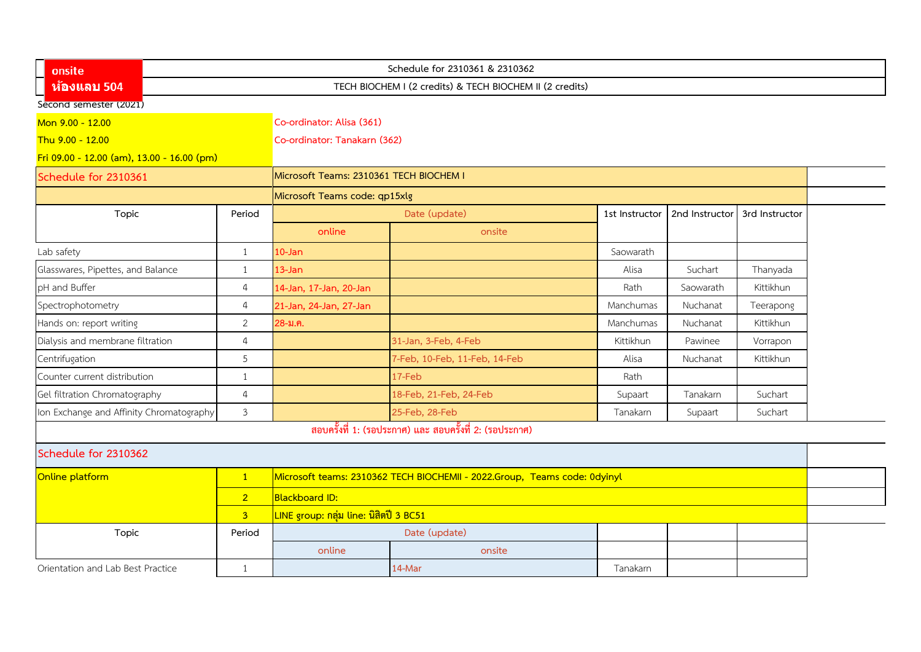**onsite**
**ห้องแลบ 504**

Schedule for 2310361 & 2310362

TECH BIOCHEM I (2 credits) & TECH BIOCHEM II (2 credits)

Second semester (2021)

Mon 9.00 - 12.00
Thu 9.00 - 12.00
Fri 09.00 - 12.00 (am), 13.00 - 16.00 (pm)

Co-ordinator: Alisa (361)
Co-ordinator: Tanakarn (362)

## Schedule for 2310361

Microsoft Teams: 2310361 TECH BIOCHEM I

Microsoft Teams code: qp15xlg

| Topic | Period | Date (update) | | 1st Instructor | 2nd Instructor | 3rd Instructor |
|---|---|---|---|---|---|---|
| | | online | onsite | | | |
| Lab safety | 1 | 10-Jan | | Saowarath | | |
| Glasswares, Pipettes, and Balance | 1 | 13-Jan | | Alisa | Suchart | Thanyada |
| pH and Buffer | 4 | 14-Jan, 17-Jan, 20-Jan | | Rath | Saowarath | Kittikhun |
| Spectrophotometry | 4 | 21-Jan, 24-Jan, 27-Jan | | Manchumas | Nuchanat | Teerapong |
| Hands on: report writing | 2 | 28-ม.ค. | | Manchumas | Nuchanat | Kittikhun |
| Dialysis and membrane filtration | 4 | | 31-Jan, 3-Feb, 4-Feb | Kittikhun | Pawinee | Vorrapon |
| Centrifugation | 5 | | 7-Feb, 10-Feb, 11-Feb, 14-Feb | Alisa | Nuchanat | Kittikhun |
| Counter current distribution | 1 | | 17-Feb | Rath | | |
| Gel filtration Chromatography | 4 | | 18-Feb, 21-Feb, 24-Feb | Supaart | Tanakarn | Suchart |
| Ion Exchange and Affinity Chromatography | 3 | | 25-Feb, 28-Feb | Tanakarn | Supaart | Suchart |

**สอบครั้งที่ 1: (รอประกาศ) และ สอบครั้งที่ 2: (รอประกาศ)**

## Schedule for 2310362

| Online platform | | |
|---|---|---|
| | 1 | Microsoft teams: 2310362 TECH BIOCHEMII - 2022.Group, Teams code: 0dyinyl |
| | 2 | Blackboard ID: |
| | 3 | LINE group: กลุ่ม line: นิสิตปี 3 BC51 |

| Topic | Period | Date (update) | | | | |
|---|---|---|---|---|---|---|
| | | online | onsite | | | |
| Orientation and Lab Best Practice | 1 | | 14-Mar | Tanakarn | | |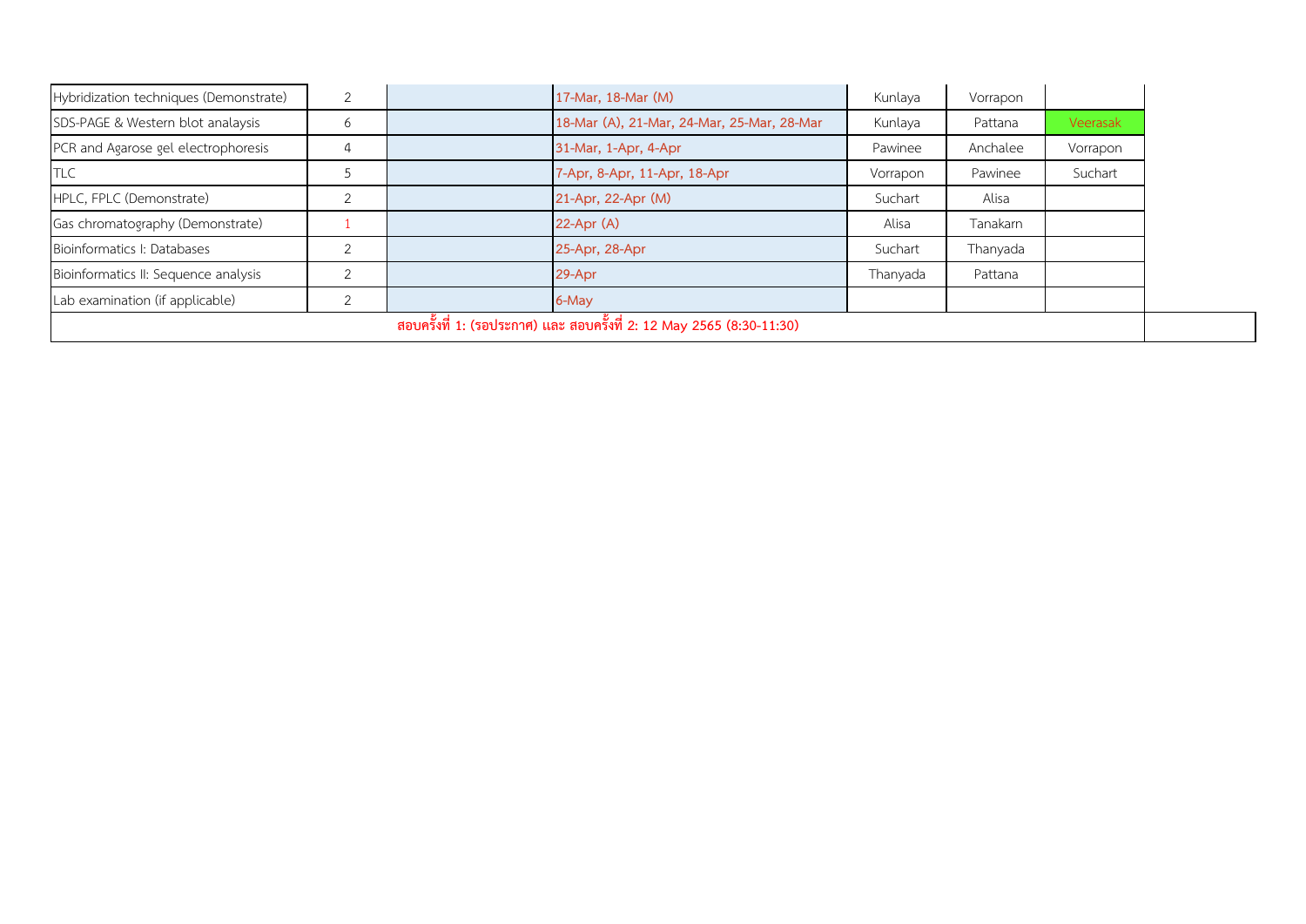| | | | | | | | |
|---|---|---|---|---|---|---|---|
| Hybridization techniques (Demonstrate) | 2 | | 17-Mar, 18-Mar (M) | Kunlaya | Vorrapon | | |
| SDS-PAGE & Western blot analaysis | 6 | | 18-Mar (A), 21-Mar, 24-Mar, 25-Mar, 28-Mar | Kunlaya | Pattana | Veerasak | |
| PCR and Agarose gel electrophoresis | 4 | | 31-Mar, 1-Apr, 4-Apr | Pawinee | Anchalee | Vorrapon | |
| TLC | 5 | | 7-Apr, 8-Apr, 11-Apr, 18-Apr | Vorrapon | Pawinee | Suchart | |
| HPLC, FPLC (Demonstrate) | 2 | | 21-Apr, 22-Apr (M) | Suchart | Alisa | | |
| Gas chromatography (Demonstrate) | 1 | | 22-Apr (A) | Alisa | Tanakarn | | |
| Bioinformatics I: Databases | 2 | | 25-Apr, 28-Apr | Suchart | Thanyada | | |
| Bioinformatics II: Sequence analysis | 2 | | 29-Apr | Thanyada | Pattana | | |
| Lab examination (if applicable) | 2 | | 6-May | | | | |
| **สอบครั้งที่ 1: (รอประกาศ) และ สอบครั้งที่ 2: 12 May 2565 (8:30-11:30)** | | | | | | | |